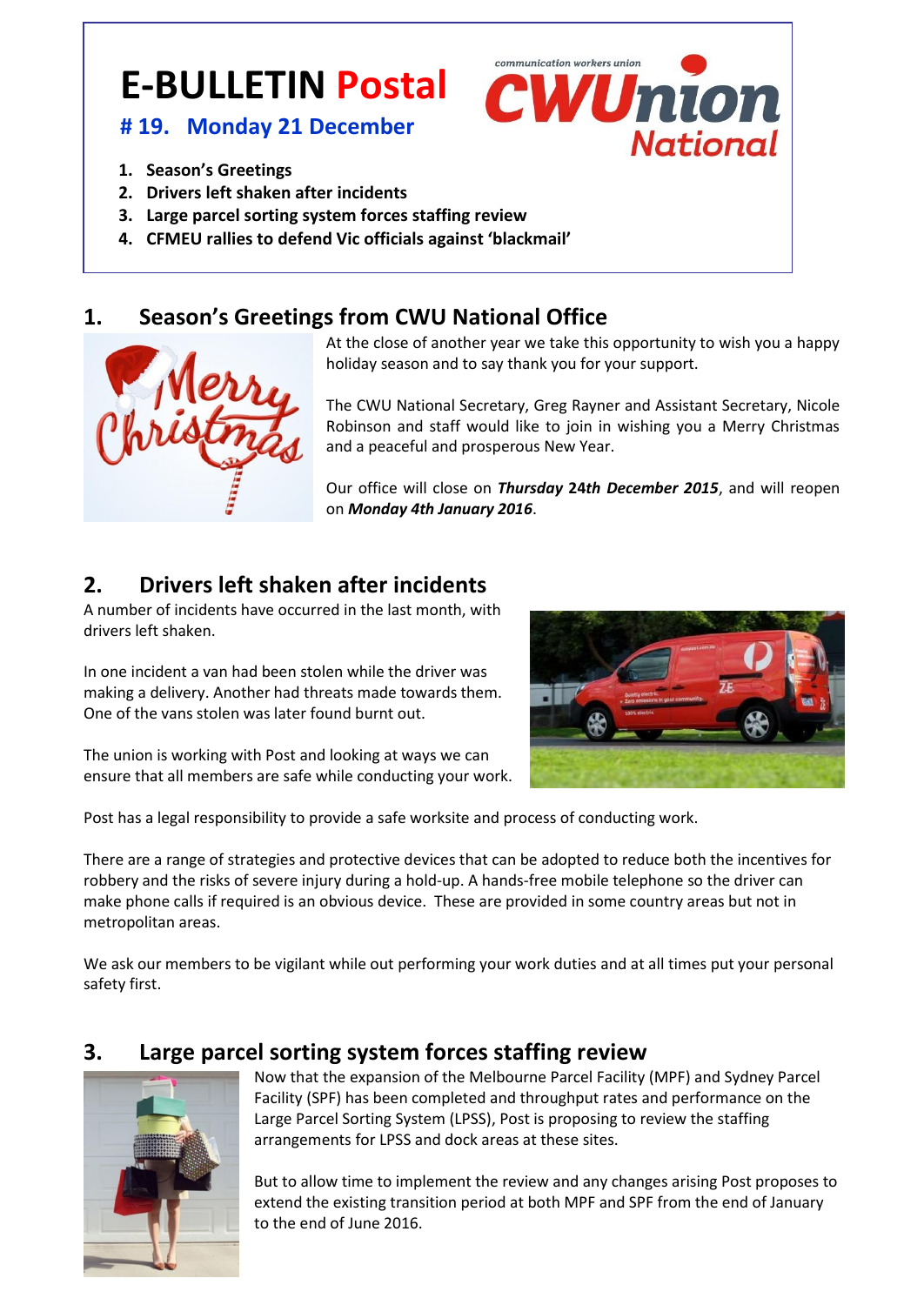# E-BULLETIN Postal

### # 19. Monday 21 December

1. Season's Greetings
2. Drivers left shaken after incidents
3. Large parcel sorting system forces staffing review
4. CFMEU rallies to defend Vic officials against 'blackmail'

## 1. Season's Greetings from CWU National Office

At the close of another year we take this opportunity to wish you a happy holiday season and to say thank you for your support.

The CWU National Secretary, Greg Rayner and Assistant Secretary, Nicole Robinson and staff would like to join in wishing you a Merry Christmas and a peaceful and prosperous New Year.

Our office will close on ***Thursday* 24*th December 2015***, and will reopen on ***Monday 4th January 2016***.

## 2. Drivers left shaken after incidents

A number of incidents have occurred in the last month, with drivers left shaken.

In one incident a van had been stolen while the driver was making a delivery. Another had threats made towards them. One of the vans stolen was later found burnt out.

The union is working with Post and looking at ways we can ensure that all members are safe while conducting your work.

Post has a legal responsibility to provide a safe worksite and process of conducting work.

There are a range of strategies and protective devices that can be adopted to reduce both the incentives for robbery and the risks of severe injury during a hold-up. A hands-free mobile telephone so the driver can make phone calls if required is an obvious device. These are provided in some country areas but not in metropolitan areas.

We ask our members to be vigilant while out performing your work duties and at all times put your personal safety first.

## 3. Large parcel sorting system forces staffing review

Now that the expansion of the Melbourne Parcel Facility (MPF) and Sydney Parcel Facility (SPF) has been completed and throughput rates and performance on the Large Parcel Sorting System (LPSS), Post is proposing to review the staffing arrangements for LPSS and dock areas at these sites.

But to allow time to implement the review and any changes arising Post proposes to extend the existing transition period at both MPF and SPF from the end of January to the end of June 2016.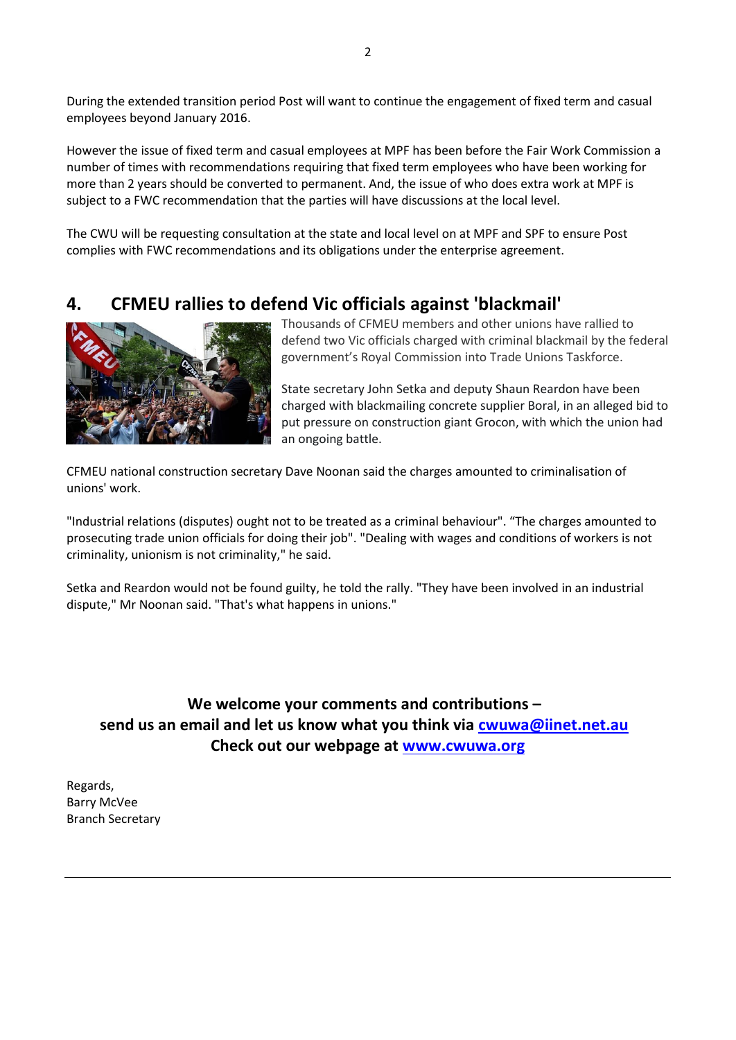During the extended transition period Post will want to continue the engagement of fixed term and casual employees beyond January 2016.

However the issue of fixed term and casual employees at MPF has been before the Fair Work Commission a number of times with recommendations requiring that fixed term employees who have been working for more than 2 years should be converted to permanent. And, the issue of who does extra work at MPF is subject to a FWC recommendation that the parties will have discussions at the local level.

The CWU will be requesting consultation at the state and local level on at MPF and SPF to ensure Post complies with FWC recommendations and its obligations under the enterprise agreement.

## 4. CFMEU rallies to defend Vic officials against 'blackmail'

Thousands of CFMEU members and other unions have rallied to defend two Vic officials charged with criminal blackmail by the federal government's Royal Commission into Trade Unions Taskforce.

State secretary John Setka and deputy Shaun Reardon have been charged with blackmailing concrete supplier Boral, in an alleged bid to put pressure on construction giant Grocon, with which the union had an ongoing battle.

CFMEU national construction secretary Dave Noonan said the charges amounted to criminalisation of unions' work.

"Industrial relations (disputes) ought not to be treated as a criminal behaviour". "The charges amounted to prosecuting trade union officials for doing their job". "Dealing with wages and conditions of workers is not criminality, unionism is not criminality," he said.

Setka and Reardon would not be found guilty, he told the rally. "They have been involved in an industrial dispute," Mr Noonan said. "That's what happens in unions."

**We welcome your comments and contributions –**
**send us an email and let us know what you think via [cwuwa@iinet.net.au](mailto:cwuwa@iinet.net.au)**
**Check out our webpage at [www.cwuwa.org](http://www.cwuwa.org)**

Regards,
Barry McVee
Branch Secretary